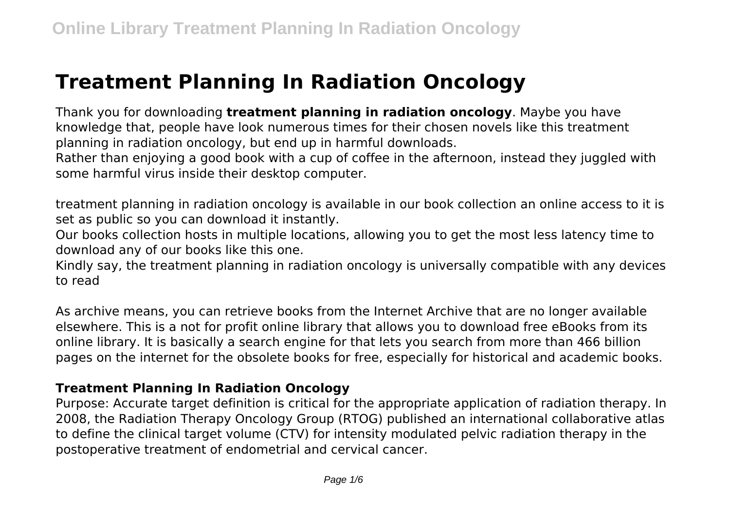# Treatment Planning In Radiation Oncology

Thank you for downloading **treatment planning in radiation oncology**. Maybe you have knowledge that, people have look numerous times for their chosen novels like this treatment planning in radiation oncology, but end up in harmful downloads.
Rather than enjoying a good book with a cup of coffee in the afternoon, instead they juggled with some harmful virus inside their desktop computer.

treatment planning in radiation oncology is available in our book collection an online access to it is set as public so you can download it instantly.
Our books collection hosts in multiple locations, allowing you to get the most less latency time to download any of our books like this one.
Kindly say, the treatment planning in radiation oncology is universally compatible with any devices to read

As archive means, you can retrieve books from the Internet Archive that are no longer available elsewhere. This is a not for profit online library that allows you to download free eBooks from its online library. It is basically a search engine for that lets you search from more than 466 billion pages on the internet for the obsolete books for free, especially for historical and academic books.

### Treatment Planning In Radiation Oncology

Purpose: Accurate target definition is critical for the appropriate application of radiation therapy. In 2008, the Radiation Therapy Oncology Group (RTOG) published an international collaborative atlas to define the clinical target volume (CTV) for intensity modulated pelvic radiation therapy in the postoperative treatment of endometrial and cervical cancer.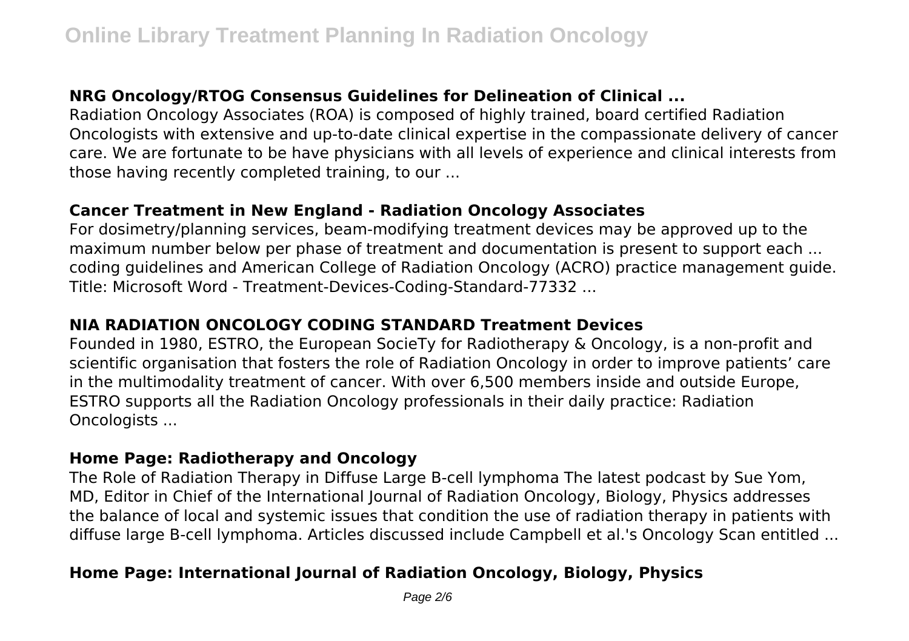## NRG Oncology/RTOG Consensus Guidelines for Delineation of Clinical ...

Radiation Oncology Associates (ROA) is composed of highly trained, board certified Radiation Oncologists with extensive and up-to-date clinical expertise in the compassionate delivery of cancer care. We are fortunate to be have physicians with all levels of experience and clinical interests from those having recently completed training, to our ...

## Cancer Treatment in New England - Radiation Oncology Associates

For dosimetry/planning services, beam-modifying treatment devices may be approved up to the maximum number below per phase of treatment and documentation is present to support each ... coding guidelines and American College of Radiation Oncology (ACRO) practice management guide. Title: Microsoft Word - Treatment-Devices-Coding-Standard-77332 ...

## NIA RADIATION ONCOLOGY CODING STANDARD Treatment Devices

Founded in 1980, ESTRO, the European SocieTy for Radiotherapy & Oncology, is a non-profit and scientific organisation that fosters the role of Radiation Oncology in order to improve patients' care in the multimodality treatment of cancer. With over 6,500 members inside and outside Europe, ESTRO supports all the Radiation Oncology professionals in their daily practice: Radiation Oncologists ...

## Home Page: Radiotherapy and Oncology

The Role of Radiation Therapy in Diffuse Large B-cell lymphoma The latest podcast by Sue Yom, MD, Editor in Chief of the International Journal of Radiation Oncology, Biology, Physics addresses the balance of local and systemic issues that condition the use of radiation therapy in patients with diffuse large B-cell lymphoma. Articles discussed include Campbell et al.'s Oncology Scan entitled ...

## Home Page: International Journal of Radiation Oncology, Biology, Physics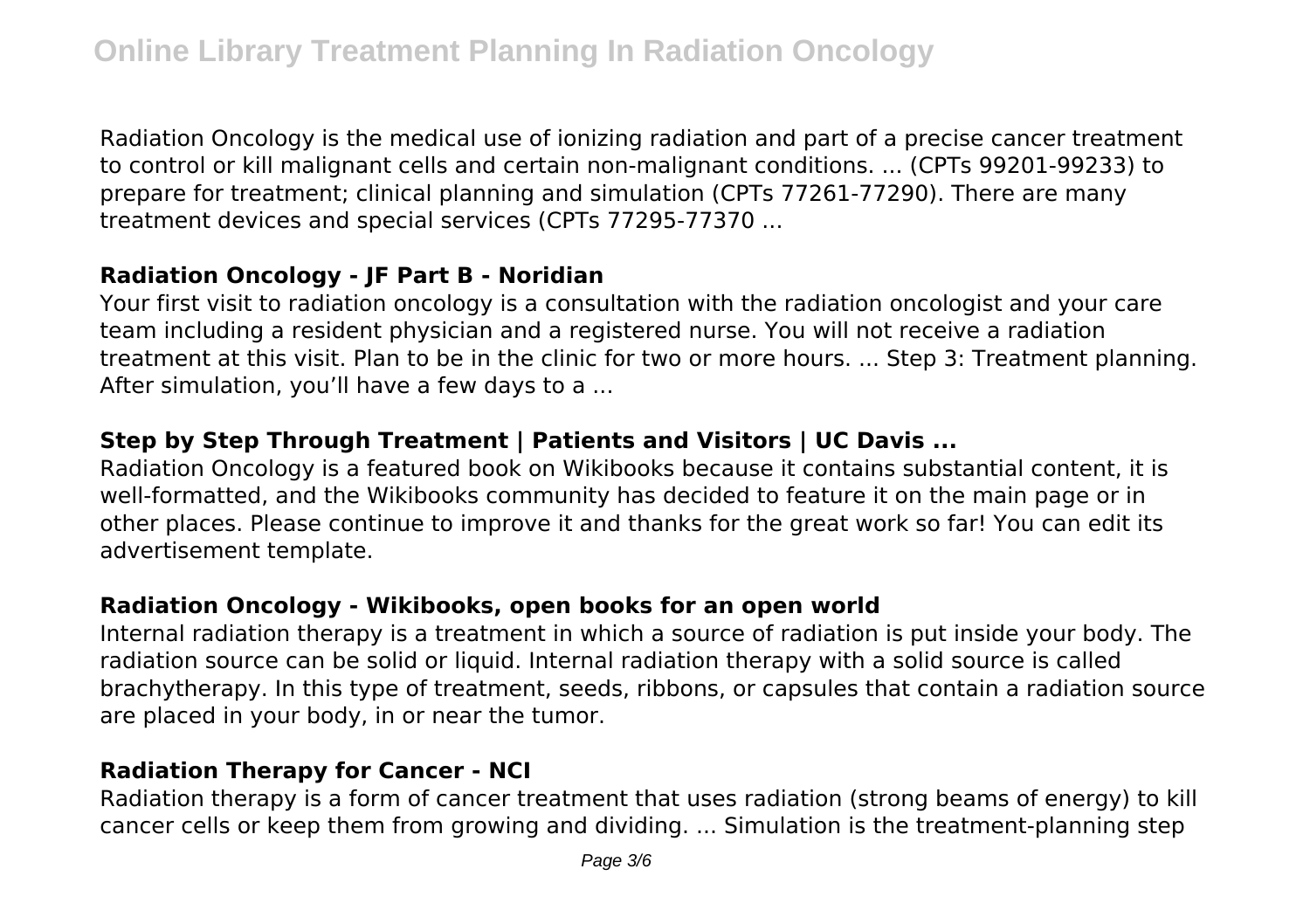Radiation Oncology is the medical use of ionizing radiation and part of a precise cancer treatment to control or kill malignant cells and certain non-malignant conditions. ... (CPTs 99201-99233) to prepare for treatment; clinical planning and simulation (CPTs 77261-77290). There are many treatment devices and special services (CPTs 77295-77370 ...

### Radiation Oncology - JF Part B - Noridian

Your first visit to radiation oncology is a consultation with the radiation oncologist and your care team including a resident physician and a registered nurse. You will not receive a radiation treatment at this visit. Plan to be in the clinic for two or more hours. ... Step 3: Treatment planning. After simulation, you'll have a few days to a ...

### Step by Step Through Treatment | Patients and Visitors | UC Davis ...

Radiation Oncology is a featured book on Wikibooks because it contains substantial content, it is well-formatted, and the Wikibooks community has decided to feature it on the main page or in other places. Please continue to improve it and thanks for the great work so far! You can edit its advertisement template.

### Radiation Oncology - Wikibooks, open books for an open world

Internal radiation therapy is a treatment in which a source of radiation is put inside your body. The radiation source can be solid or liquid. Internal radiation therapy with a solid source is called brachytherapy. In this type of treatment, seeds, ribbons, or capsules that contain a radiation source are placed in your body, in or near the tumor.

### Radiation Therapy for Cancer - NCI

Radiation therapy is a form of cancer treatment that uses radiation (strong beams of energy) to kill cancer cells or keep them from growing and dividing. ... Simulation is the treatment-planning step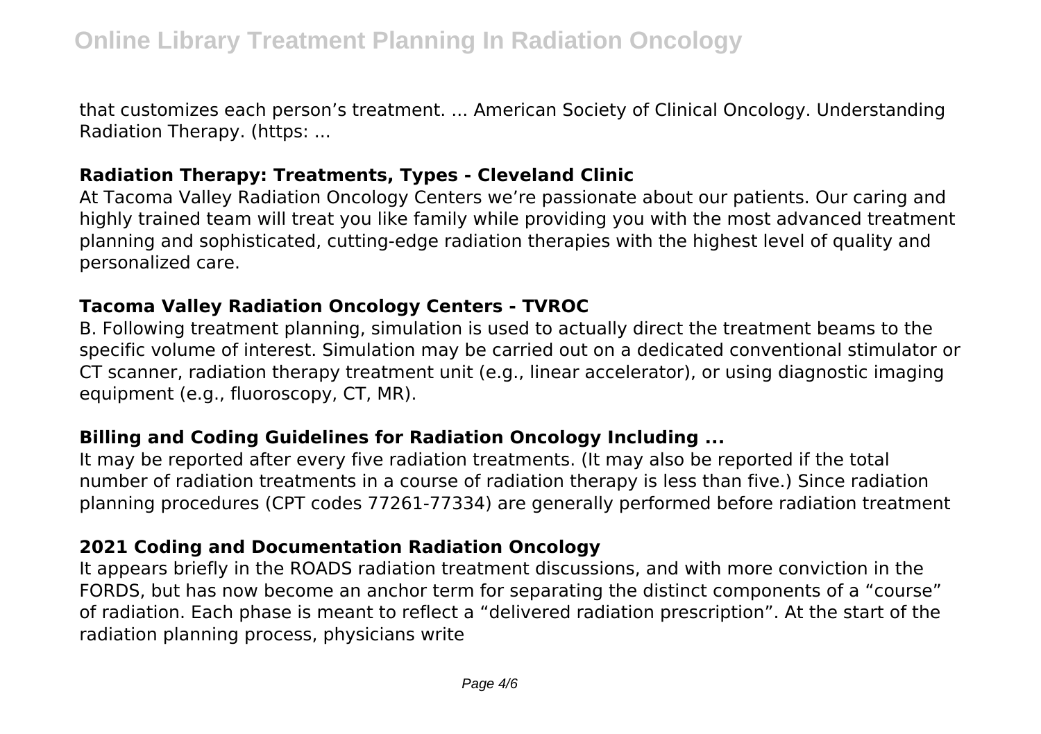that customizes each person's treatment. ... American Society of Clinical Oncology. Understanding Radiation Therapy. (https: ...

### Radiation Therapy: Treatments, Types - Cleveland Clinic

At Tacoma Valley Radiation Oncology Centers we're passionate about our patients. Our caring and highly trained team will treat you like family while providing you with the most advanced treatment planning and sophisticated, cutting-edge radiation therapies with the highest level of quality and personalized care.

### Tacoma Valley Radiation Oncology Centers - TVROC

B. Following treatment planning, simulation is used to actually direct the treatment beams to the specific volume of interest. Simulation may be carried out on a dedicated conventional stimulator or CT scanner, radiation therapy treatment unit (e.g., linear accelerator), or using diagnostic imaging equipment (e.g., fluoroscopy, CT, MR).

### Billing and Coding Guidelines for Radiation Oncology Including ...

It may be reported after every five radiation treatments. (It may also be reported if the total number of radiation treatments in a course of radiation therapy is less than five.) Since radiation planning procedures (CPT codes 77261-77334) are generally performed before radiation treatment

### 2021 Coding and Documentation Radiation Oncology

It appears briefly in the ROADS radiation treatment discussions, and with more conviction in the FORDS, but has now become an anchor term for separating the distinct components of a "course" of radiation. Each phase is meant to reflect a "delivered radiation prescription". At the start of the radiation planning process, physicians write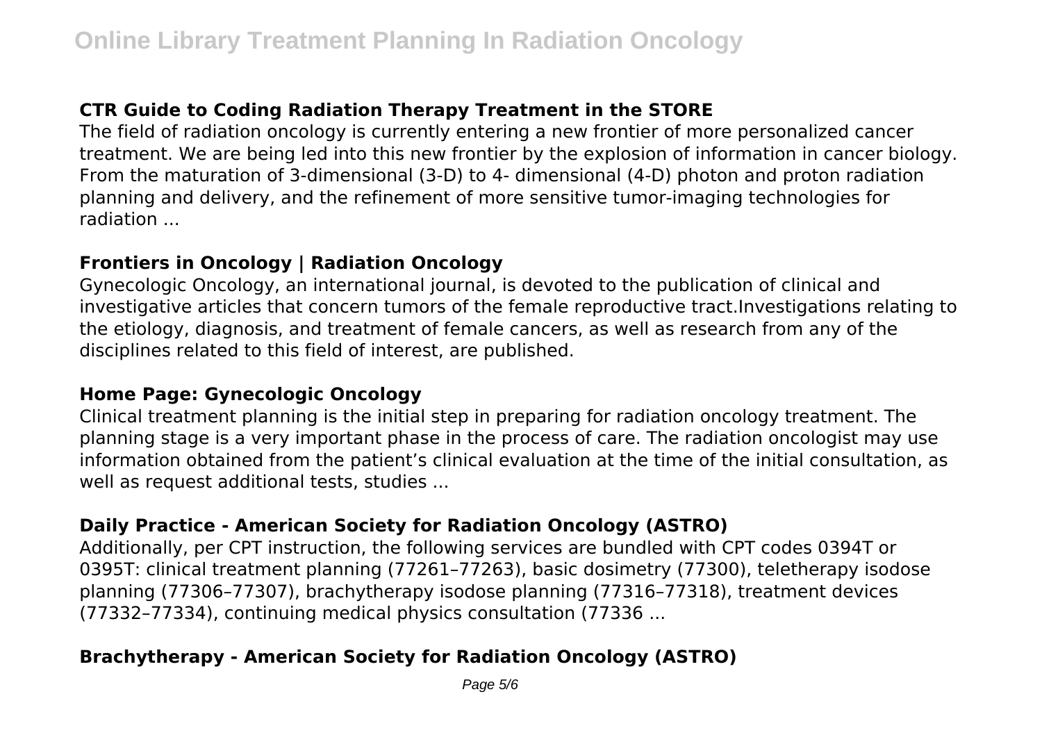## CTR Guide to Coding Radiation Therapy Treatment in the STORE

The field of radiation oncology is currently entering a new frontier of more personalized cancer treatment. We are being led into this new frontier by the explosion of information in cancer biology. From the maturation of 3-dimensional (3-D) to 4- dimensional (4-D) photon and proton radiation planning and delivery, and the refinement of more sensitive tumor-imaging technologies for radiation ...

## Frontiers in Oncology | Radiation Oncology

Gynecologic Oncology, an international journal, is devoted to the publication of clinical and investigative articles that concern tumors of the female reproductive tract.Investigations relating to the etiology, diagnosis, and treatment of female cancers, as well as research from any of the disciplines related to this field of interest, are published.

## Home Page: Gynecologic Oncology

Clinical treatment planning is the initial step in preparing for radiation oncology treatment. The planning stage is a very important phase in the process of care. The radiation oncologist may use information obtained from the patient's clinical evaluation at the time of the initial consultation, as well as request additional tests, studies ...

## Daily Practice - American Society for Radiation Oncology (ASTRO)

Additionally, per CPT instruction, the following services are bundled with CPT codes 0394T or 0395T: clinical treatment planning (77261–77263), basic dosimetry (77300), teletherapy isodose planning (77306–77307), brachytherapy isodose planning (77316–77318), treatment devices (77332–77334), continuing medical physics consultation (77336 ...

## Brachytherapy - American Society for Radiation Oncology (ASTRO)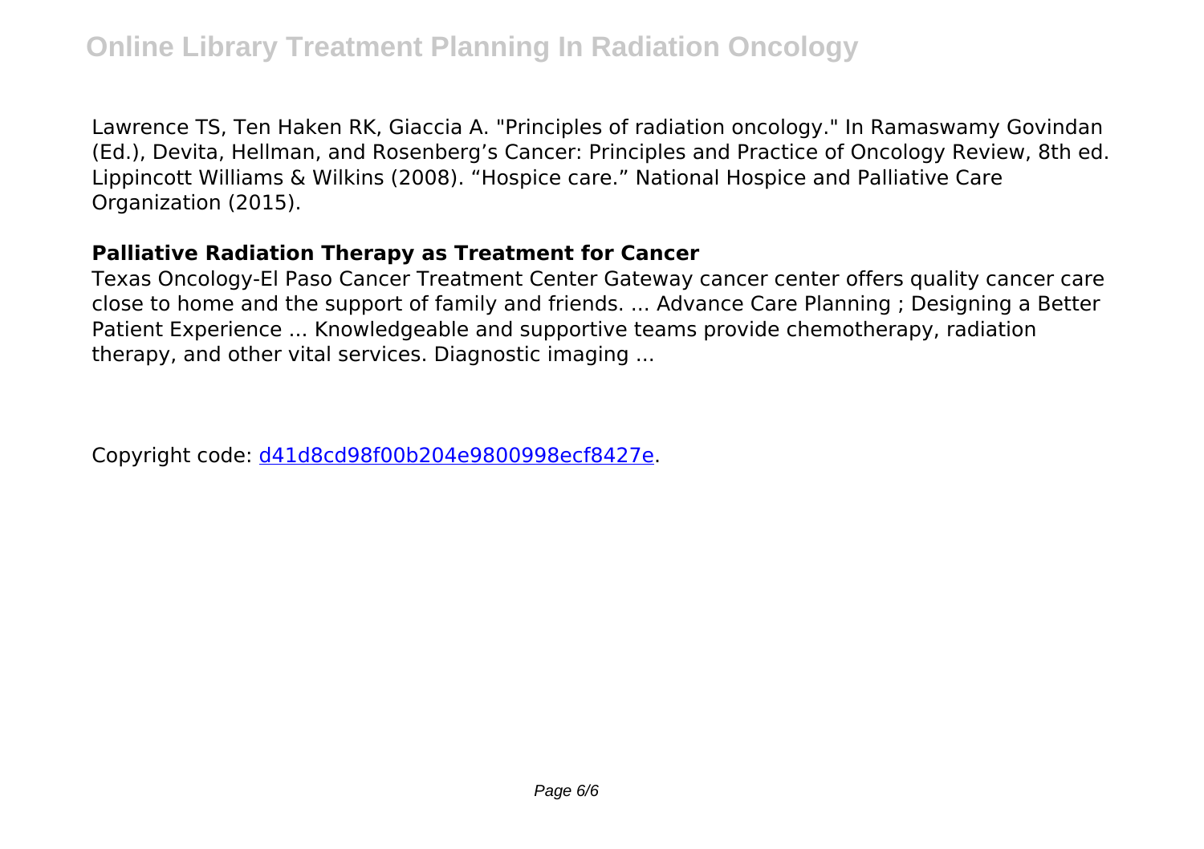Lawrence TS, Ten Haken RK, Giaccia A. "Principles of radiation oncology." In Ramaswamy Govindan (Ed.), Devita, Hellman, and Rosenberg's Cancer: Principles and Practice of Oncology Review, 8th ed. Lippincott Williams & Wilkins (2008). "Hospice care." National Hospice and Palliative Care Organization (2015).

**Palliative Radiation Therapy as Treatment for Cancer**

Texas Oncology-El Paso Cancer Treatment Center Gateway cancer center offers quality cancer care close to home and the support of family and friends. ... Advance Care Planning ; Designing a Better Patient Experience ... Knowledgeable and supportive teams provide chemotherapy, radiation therapy, and other vital services. Diagnostic imaging ...

Copyright code: d41d8cd98f00b204e9800998ecf8427e.